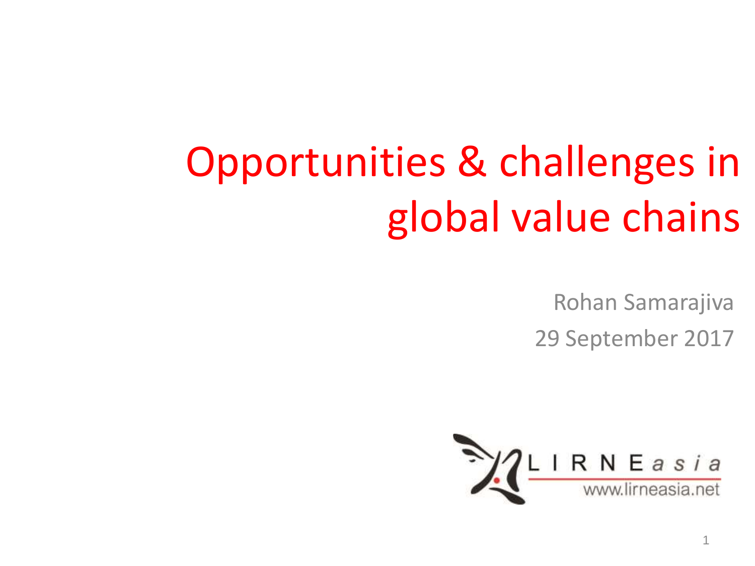# Opportunities & challenges in global value chains

Rohan Samarajiva

29 September 2017

LIRNEasia
www.lirneasia.net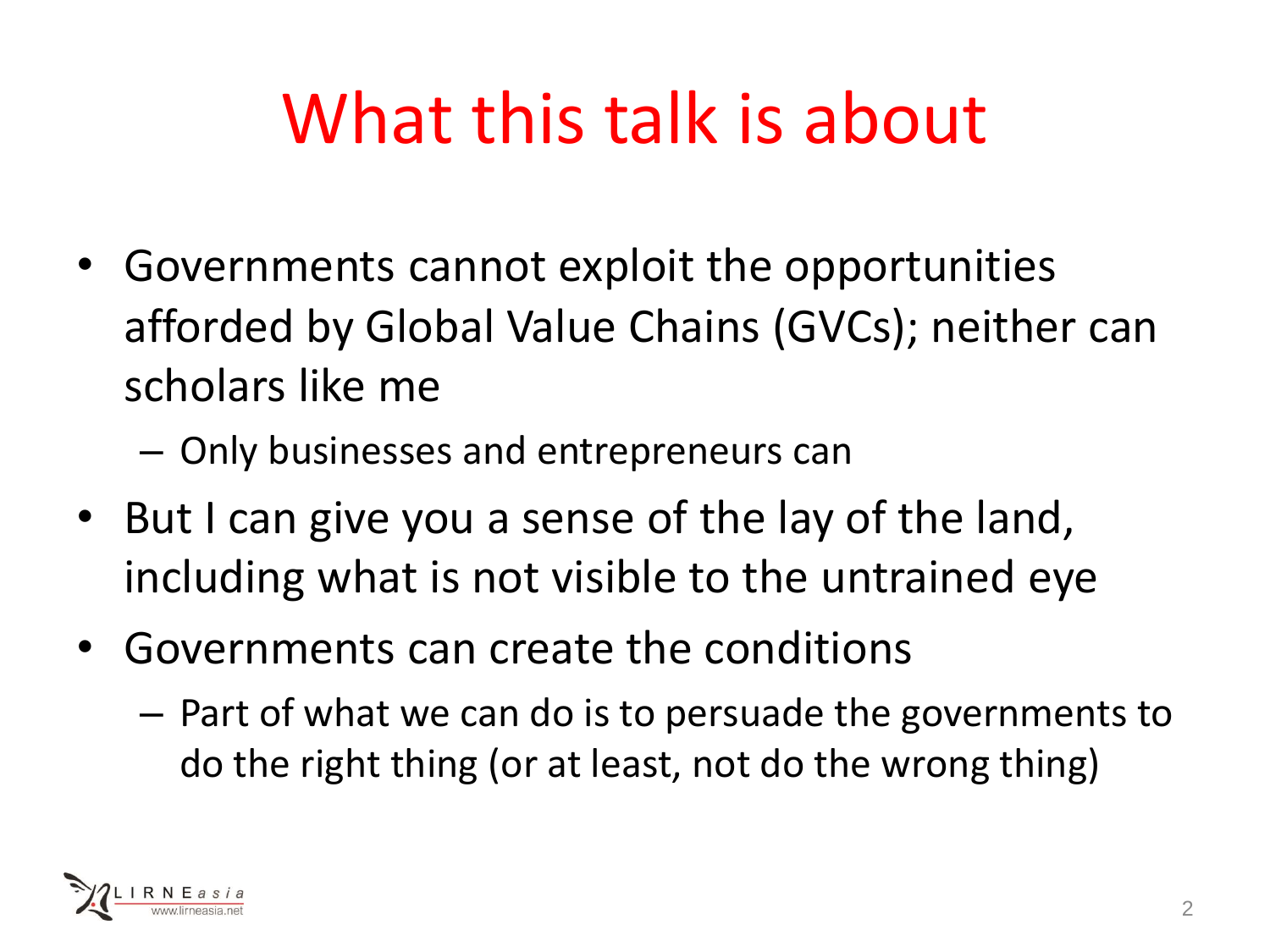# What this talk is about

- Governments cannot exploit the opportunities afforded by Global Value Chains (GVCs); neither can scholars like me
  - Only businesses and entrepreneurs can
- But I can give you a sense of the lay of the land, including what is not visible to the untrained eye
- Governments can create the conditions
  - Part of what we can do is to persuade the governments to do the right thing (or at least, not do the wrong thing)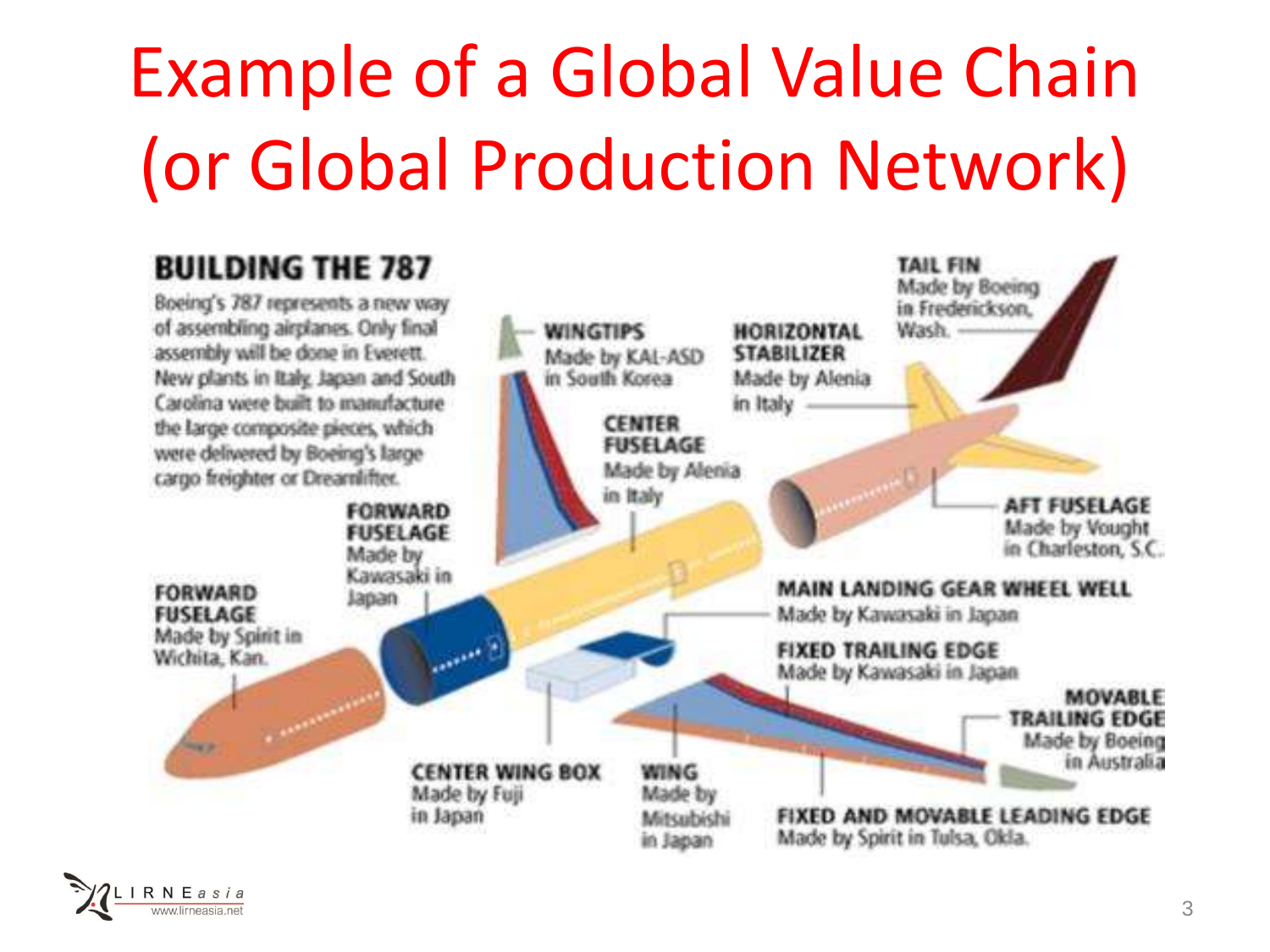# Example of a Global Value Chain (or Global Production Network)

## BUILDING THE 787

Boeing's 787 represents a new way of assembling airplanes. Only final assembly will be done in Everett. New plants in Italy, Japan and South Carolina were built to manufacture the large composite pieces, which were delivered by Boeing's large cargo freighter or Dreamlifter.

**WINGTIPS**
Made by KAL-ASD in South Korea

**HORIZONTAL STABILIZER**
Made by Alenia in Italy

**TAIL FIN**
Made by Boeing in Frederickson, Wash.

**CENTER FUSELAGE**
Made by Alenia in Italy

**AFT FUSELAGE**
Made by Vought in Charleston, S.C.

**FORWARD FUSELAGE**
Made by Kawasaki in Japan

**FORWARD FUSELAGE**
Made by Spirit in Wichita, Kan.

**MAIN LANDING GEAR WHEEL WELL**
Made by Kawasaki in Japan

**FIXED TRAILING EDGE**
Made by Kawasaki in Japan

**MOVABLE TRAILING EDGE**
Made by Boeing in Australia

**CENTER WING BOX**
Made by Fuji in Japan

**WING**
Made by Mitsubishi in Japan

**FIXED AND MOVABLE LEADING EDGE**
Made by Spirit in Tulsa, Okla.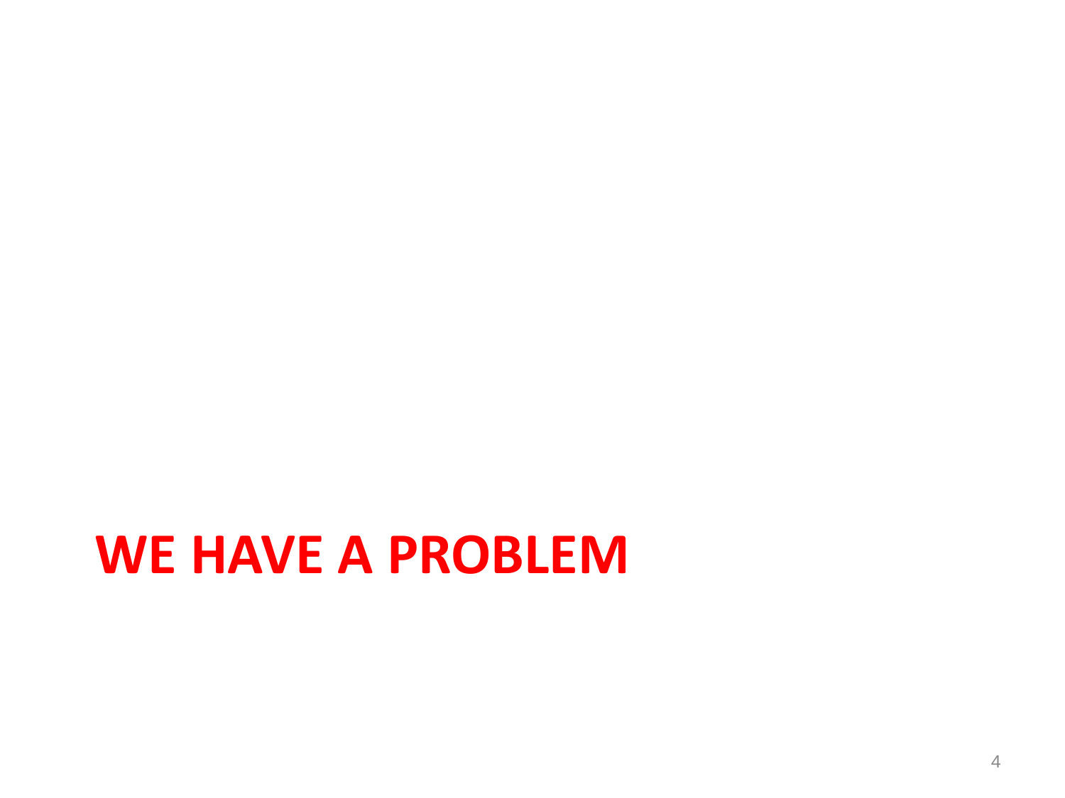# WE HAVE A PROBLEM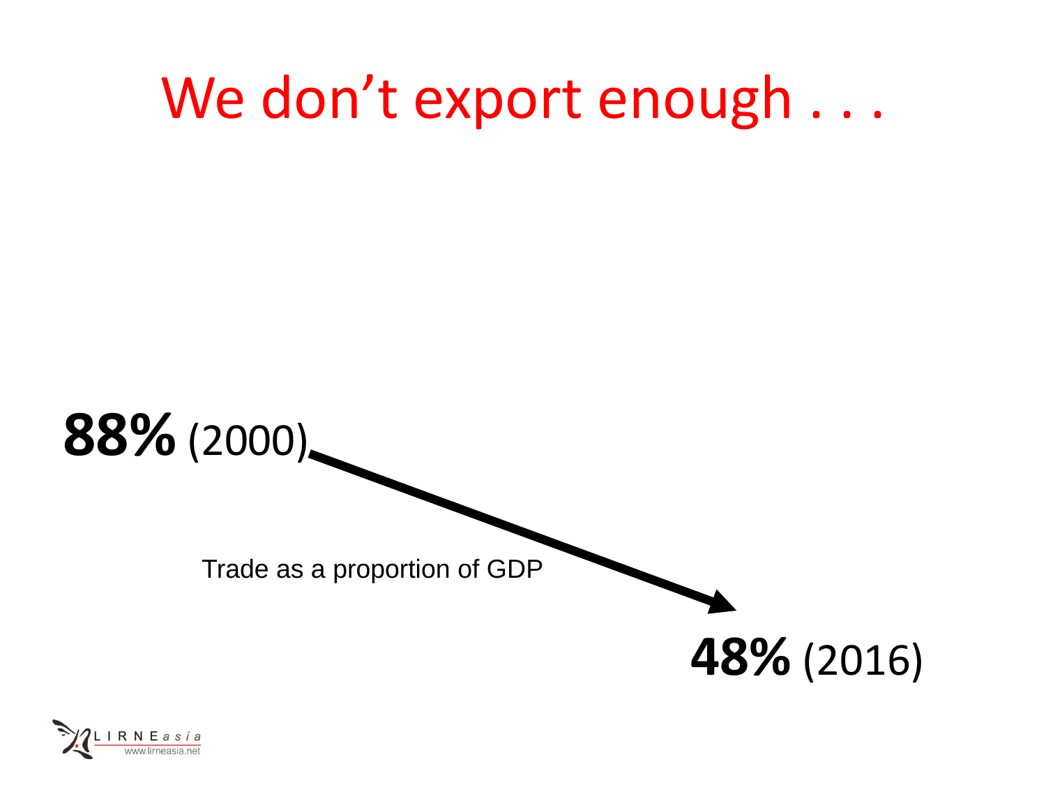# We don't export enough . . .

**88%** (2000)

Trade as a proportion of GDP

**48%** (2016)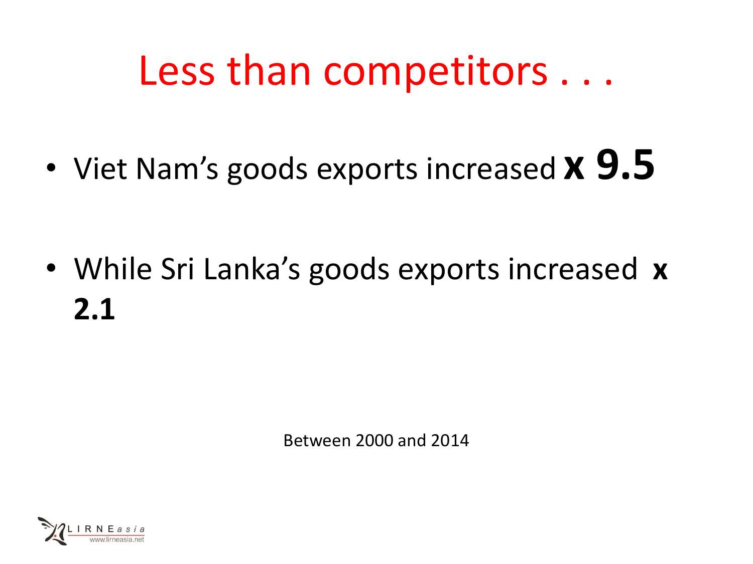# Less than competitors . . .

- Viet Nam's goods exports increased **x 9.5**

- While Sri Lanka's goods exports increased **x 2.1**

Between 2000 and 2014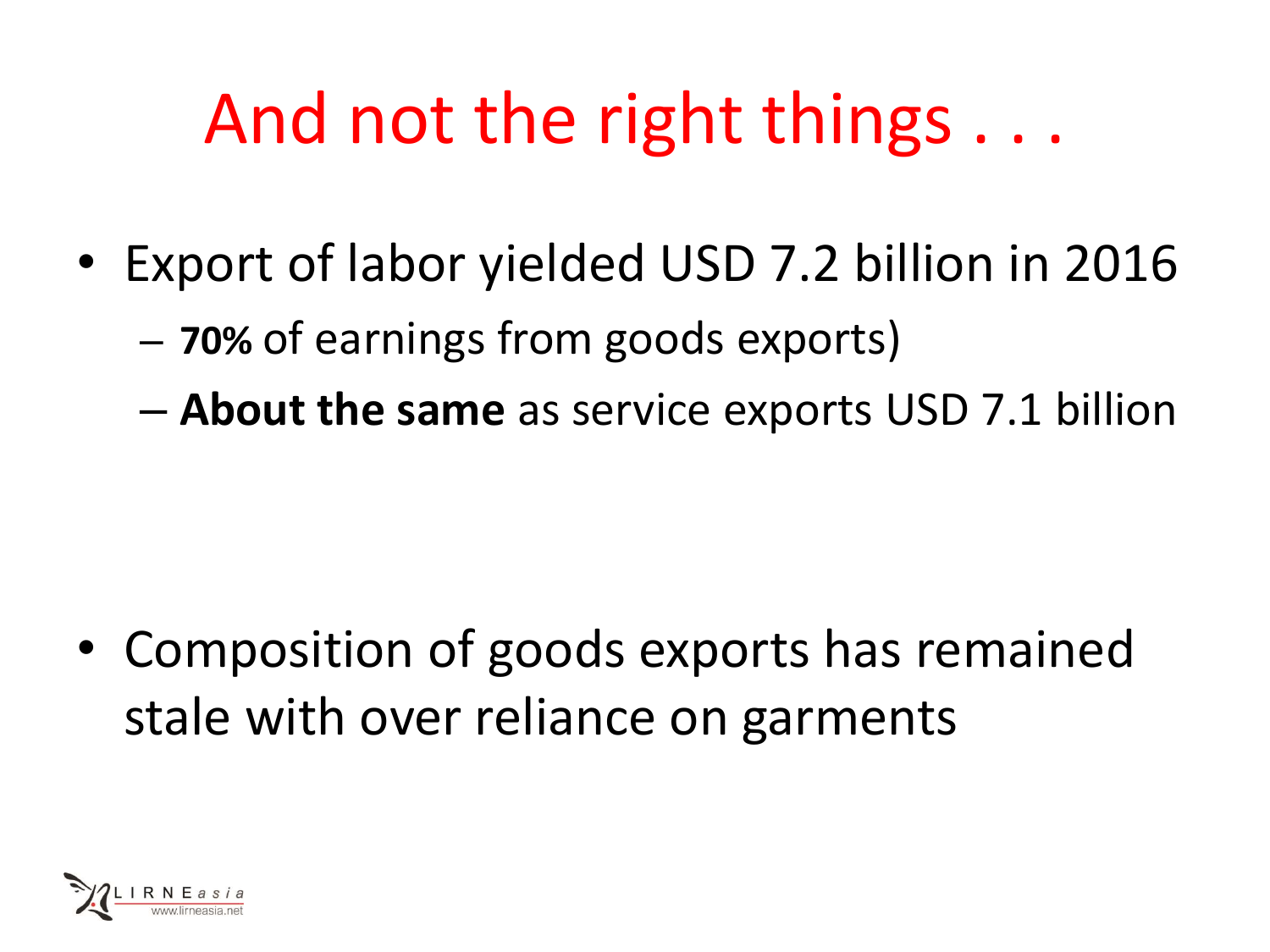# And not the right things . . .

- Export of labor yielded USD 7.2 billion in 2016
  - **70%** of earnings from goods exports)
  - **About the same** as service exports USD 7.1 billion

- Composition of goods exports has remained stale with over reliance on garments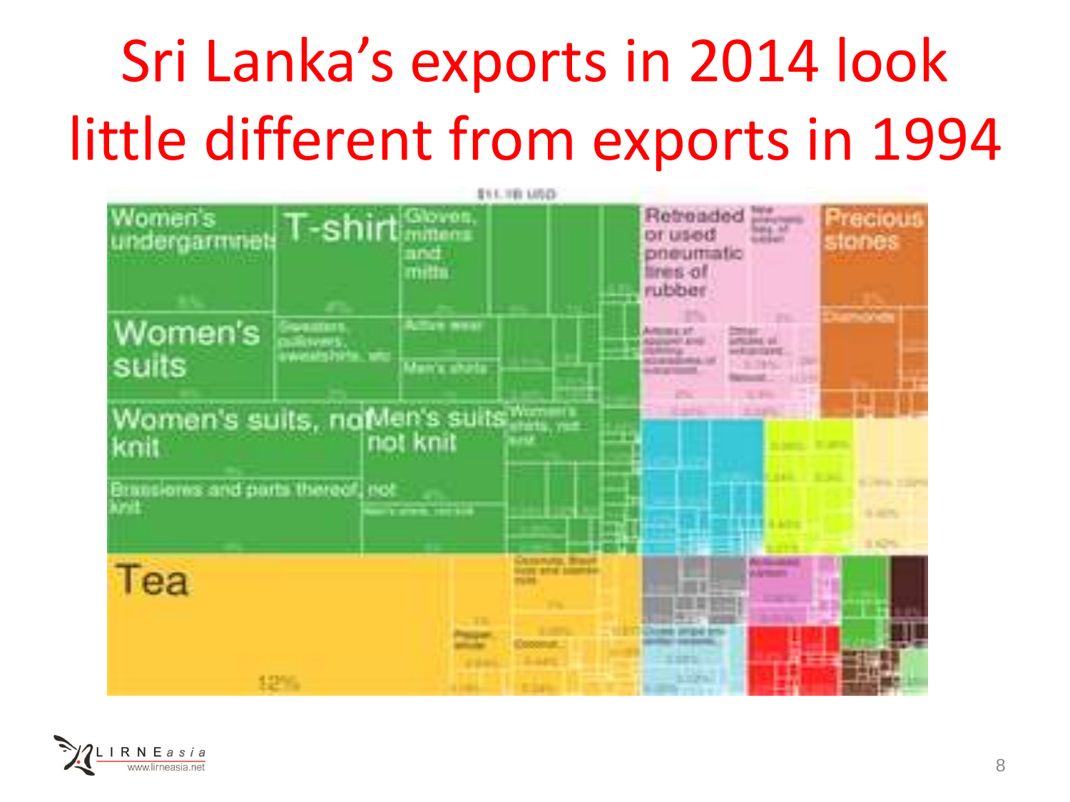# Sri Lanka's exports in 2014 look little different from exports in 1994

$11.1B USD

Women's undergarmnets

T-shirt

Gloves, mittens and mitts

Retreaded or used pneumatic tires of rubber

Precious stones

Women's suits

Sweaters, pullovers, sweatshirts, etc

Active wear

Men's shirts

Diamonds

Women's suits, not knit

Men's suits, not knit

Women's shirts, not knit

Brassieres and parts thereof, not knit

Tea

12%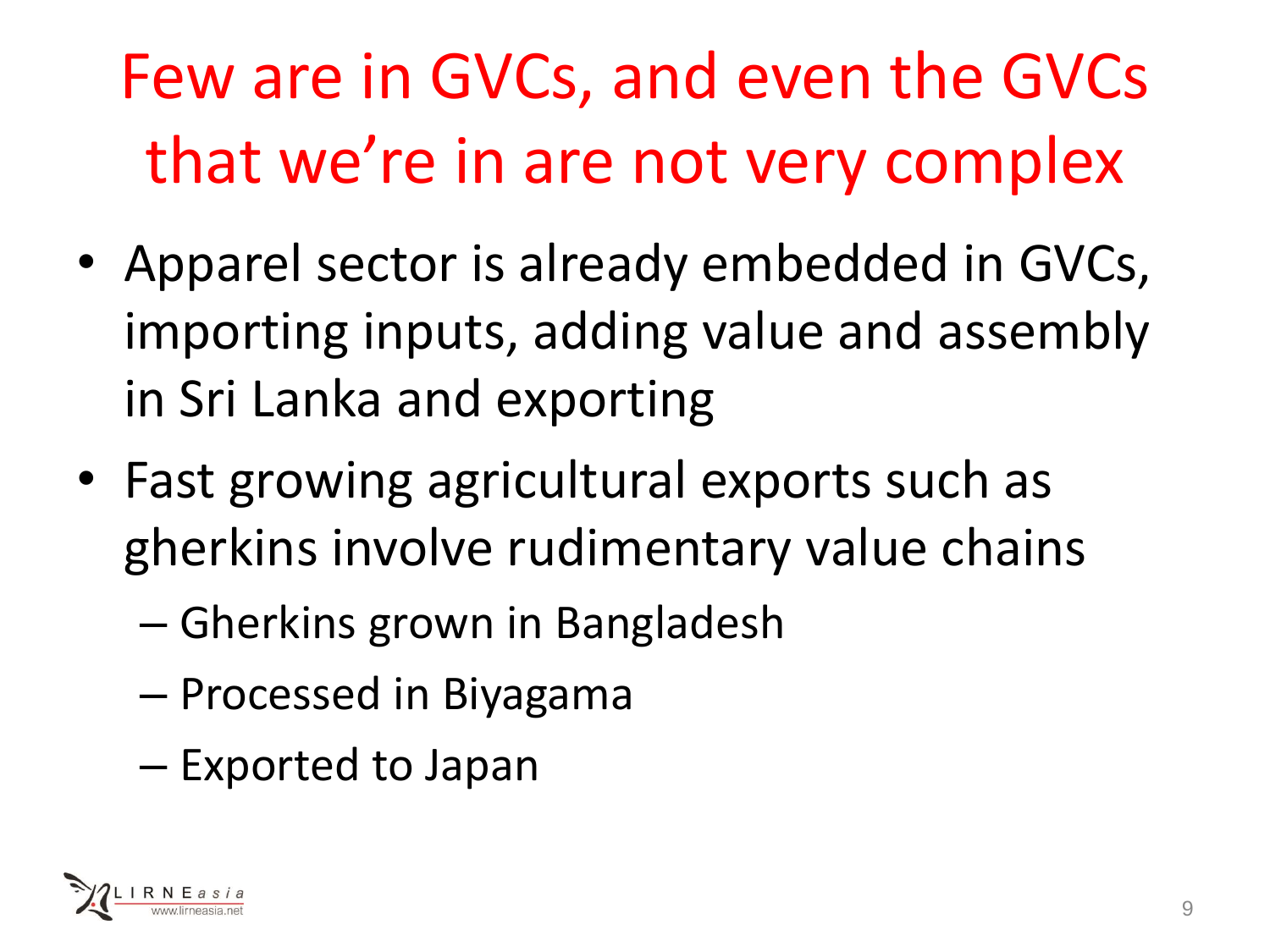# Few are in GVCs, and even the GVCs that we're in are not very complex

- Apparel sector is already embedded in GVCs, importing inputs, adding value and assembly in Sri Lanka and exporting
- Fast growing agricultural exports such as gherkins involve rudimentary value chains
  - Gherkins grown in Bangladesh
  - Processed in Biyagama
  - Exported to Japan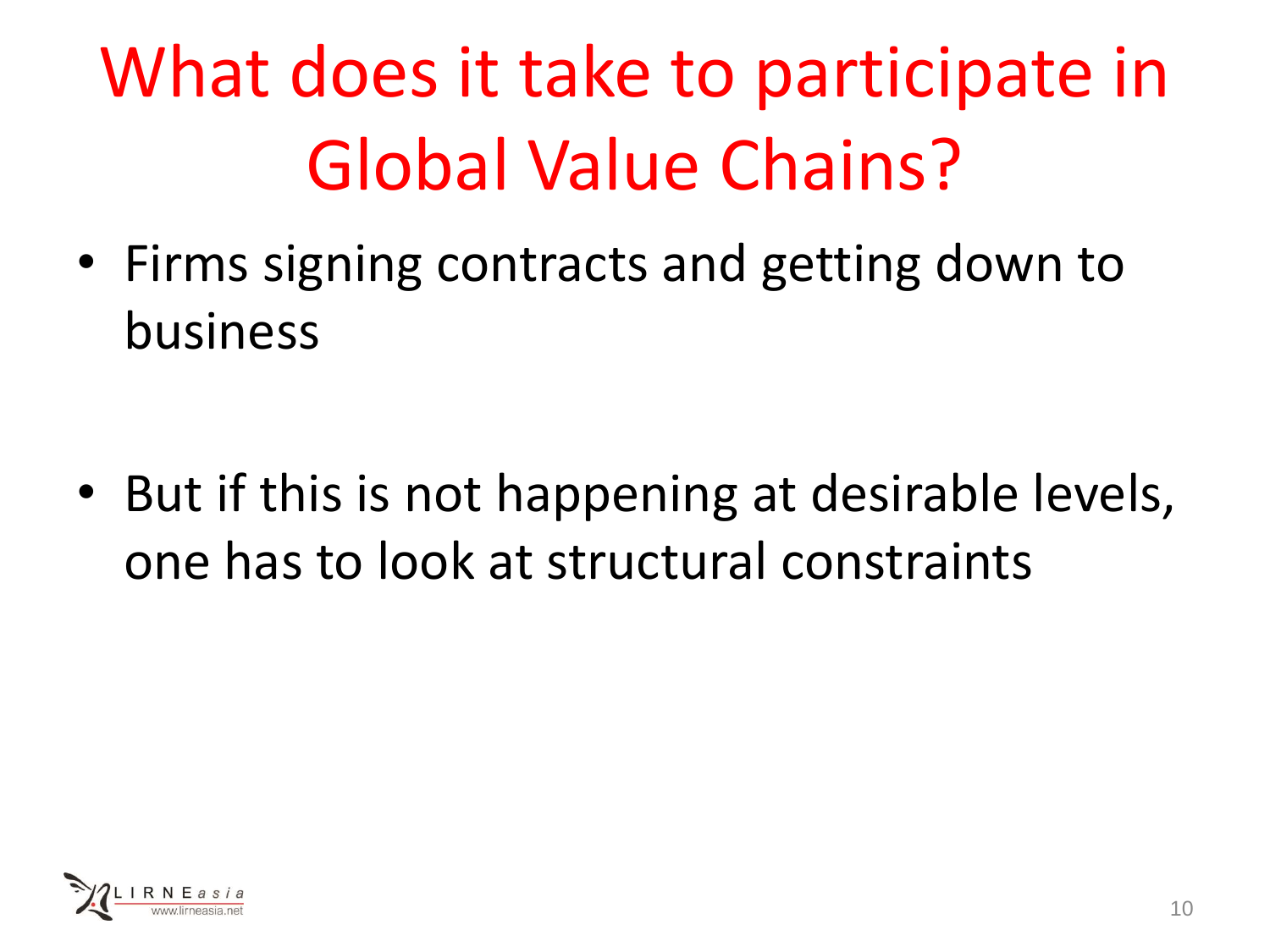# What does it take to participate in Global Value Chains?

- Firms signing contracts and getting down to business

- But if this is not happening at desirable levels, one has to look at structural constraints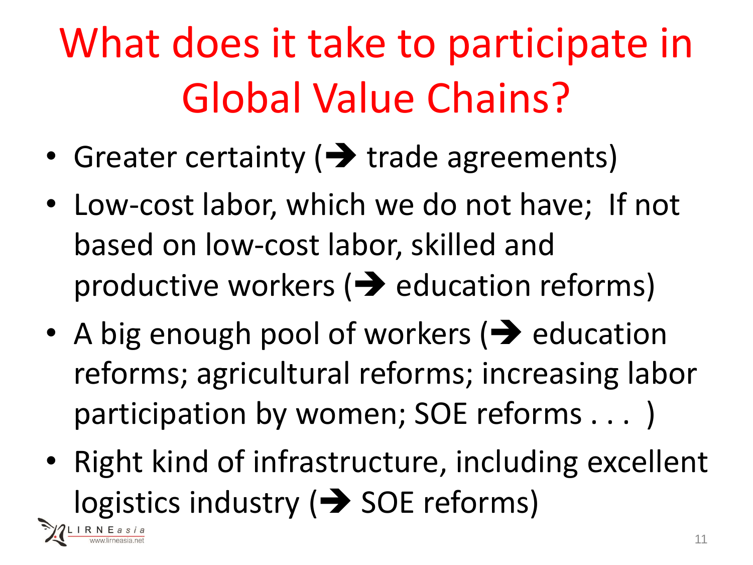# What does it take to participate in Global Value Chains?

- Greater certainty (➔ trade agreements)
- Low-cost labor, which we do not have; If not based on low-cost labor, skilled and productive workers (➔ education reforms)
- A big enough pool of workers (➔ education reforms; agricultural reforms; increasing labor participation by women; SOE reforms . . . )
- Right kind of infrastructure, including excellent logistics industry (➔ SOE reforms)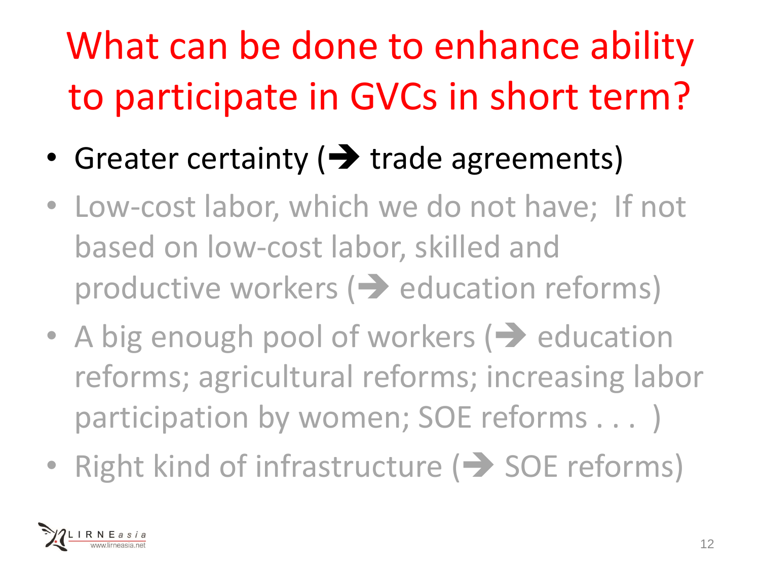# What can be done to enhance ability to participate in GVCs in short term?

- Greater certainty (➔ trade agreements)
- Low-cost labor, which we do not have; If not based on low-cost labor, skilled and productive workers (➔ education reforms)
- A big enough pool of workers (➔ education reforms; agricultural reforms; increasing labor participation by women; SOE reforms . . . )
- Right kind of infrastructure (➔ SOE reforms)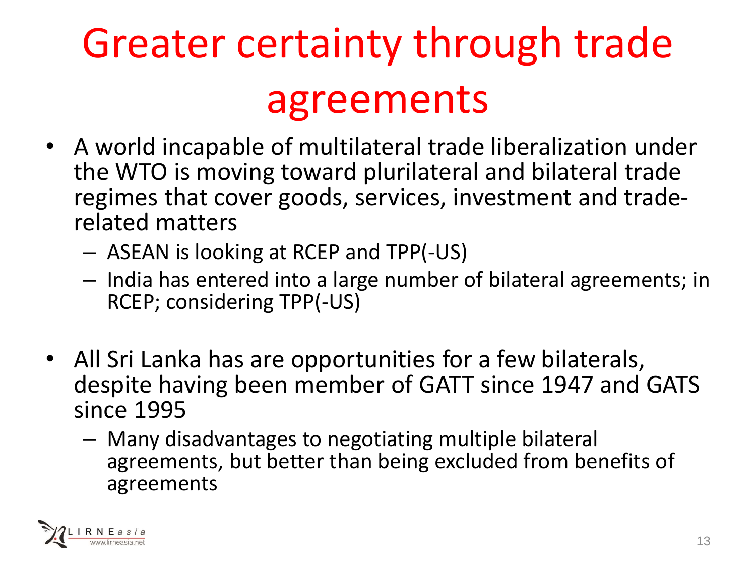# Greater certainty through trade agreements

- A world incapable of multilateral trade liberalization under the WTO is moving toward plurilateral and bilateral trade regimes that cover goods, services, investment and trade-related matters
  - ASEAN is looking at RCEP and TPP(-US)
  - India has entered into a large number of bilateral agreements; in RCEP; considering TPP(-US)
- All Sri Lanka has are opportunities for a few bilaterals, despite having been member of GATT since 1947 and GATS since 1995
  - Many disadvantages to negotiating multiple bilateral agreements, but better than being excluded from benefits of agreements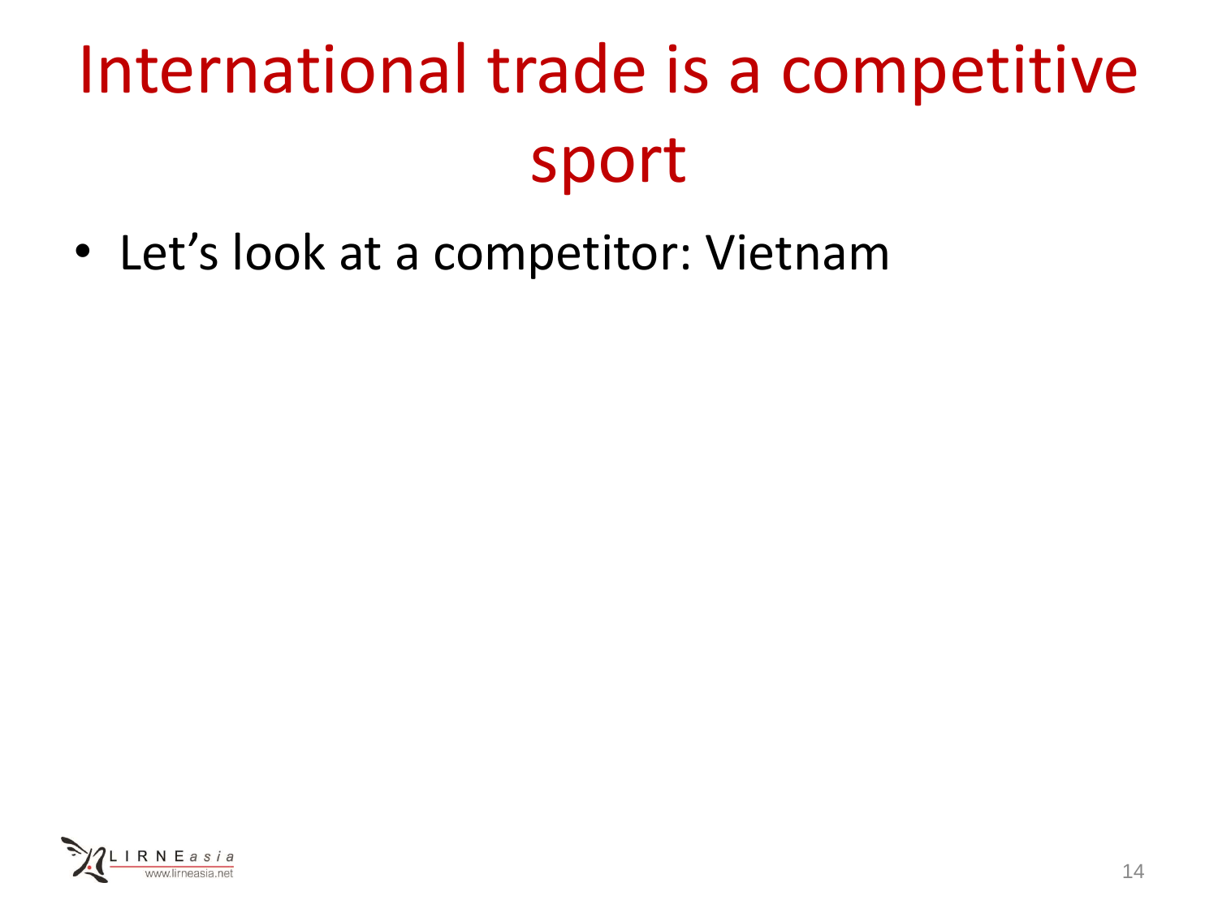# International trade is a competitive sport

- Let’s look at a competitor: Vietnam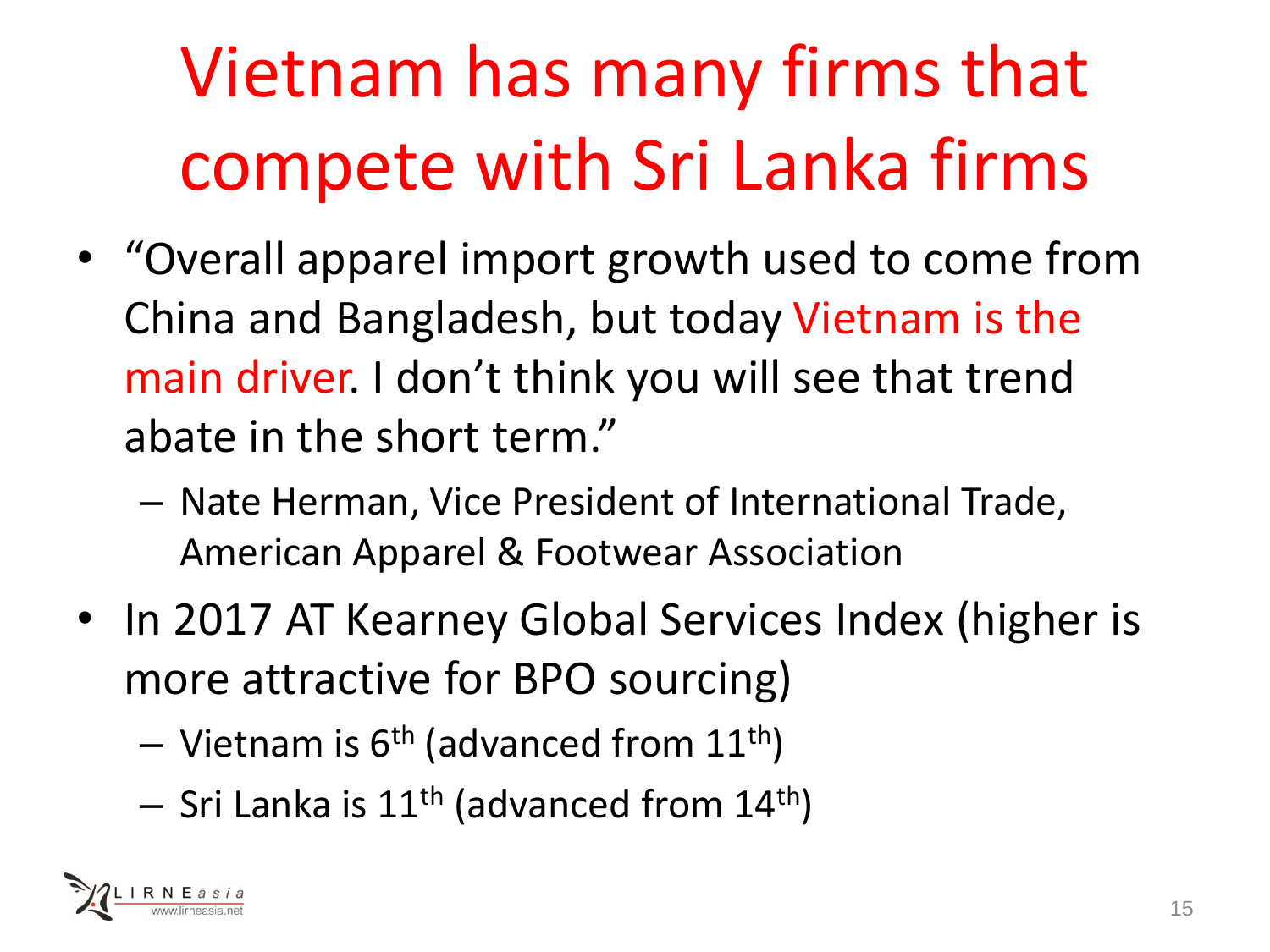# Vietnam has many firms that compete with Sri Lanka firms

- "Overall apparel import growth used to come from China and Bangladesh, but today Vietnam is the main driver. I don't think you will see that trend abate in the short term."
  - Nate Herman, Vice President of International Trade, American Apparel & Footwear Association
- In 2017 AT Kearney Global Services Index (higher is more attractive for BPO sourcing)
  - Vietnam is 6th (advanced from 11th)
  - Sri Lanka is 11th (advanced from 14th)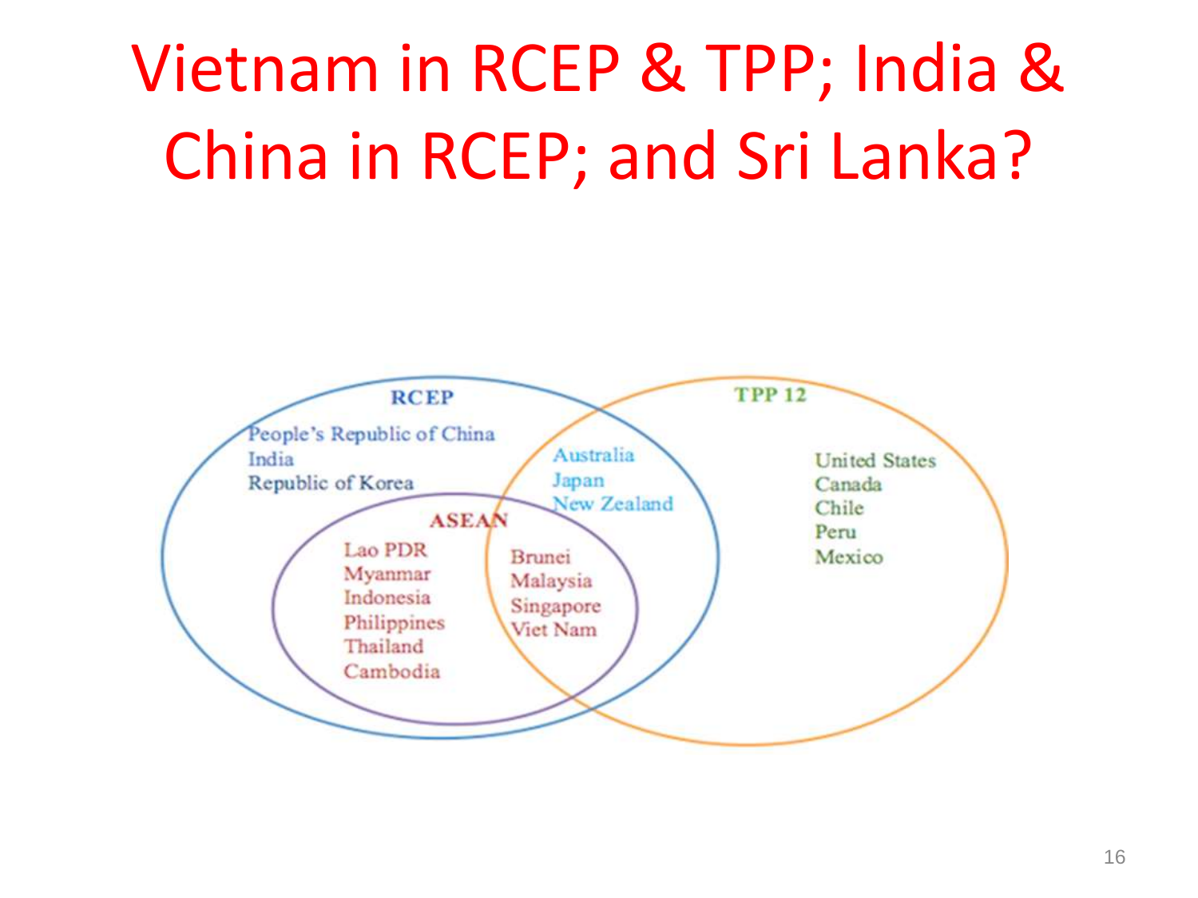# Vietnam in RCEP & TPP; India & China in RCEP; and Sri Lanka?

**RCEP**

People's Republic of China
India
Republic of Korea

Australia
Japan
New Zealand

**ASEAN**

Lao PDR
Myanmar
Indonesia
Philippines
Thailand
Cambodia

Brunei
Malaysia
Singapore
Viet Nam

**TPP 12**

United States
Canada
Chile
Peru
Mexico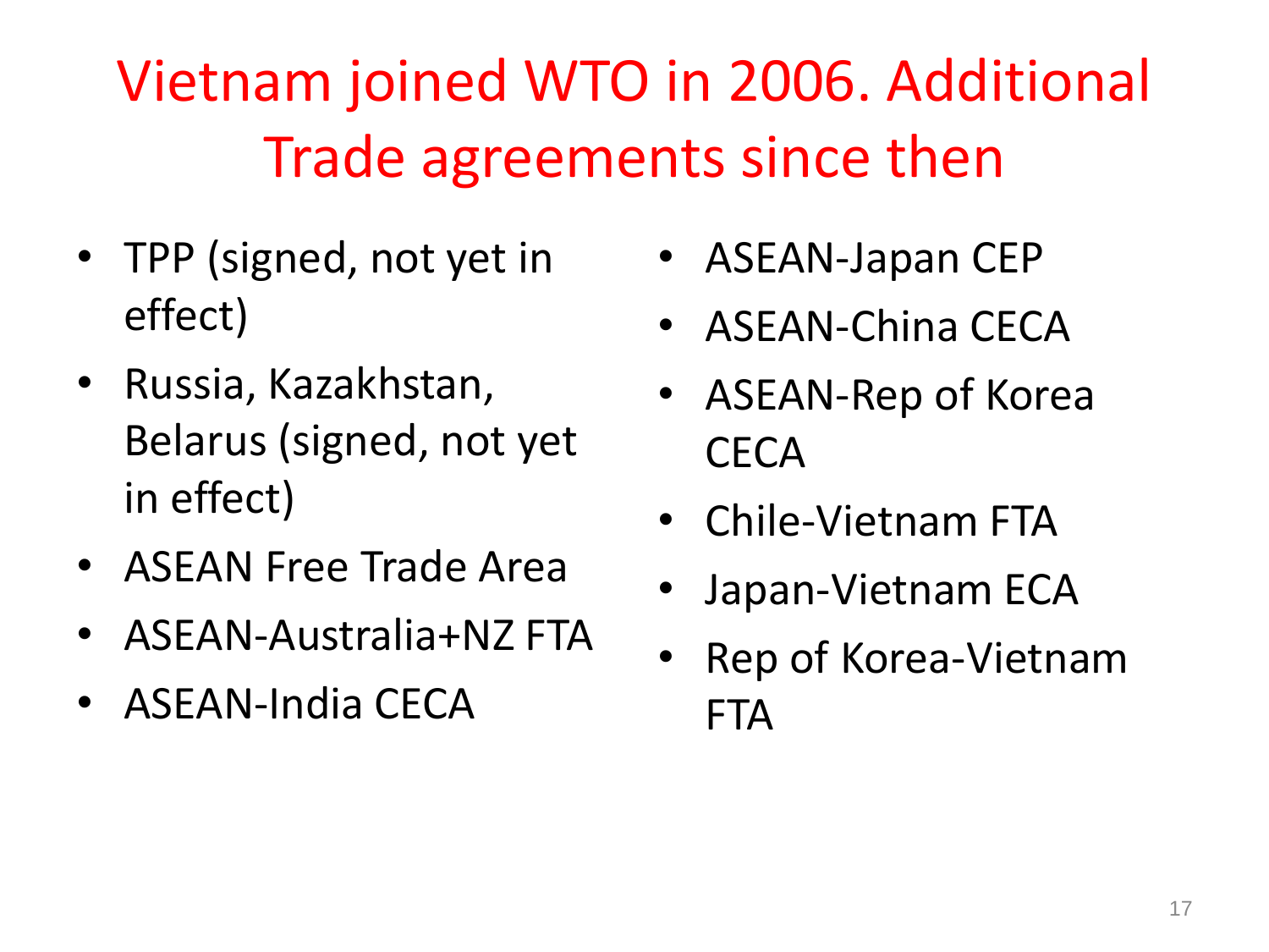# Vietnam joined WTO in 2006. Additional Trade agreements since then

- TPP (signed, not yet in effect)
- Russia, Kazakhstan, Belarus (signed, not yet in effect)
- ASEAN Free Trade Area
- ASEAN-Australia+NZ FTA
- ASEAN-India CECA
- ASEAN-Japan CEP
- ASEAN-China CECA
- ASEAN-Rep of Korea CECA
- Chile-Vietnam FTA
- Japan-Vietnam ECA
- Rep of Korea-Vietnam FTA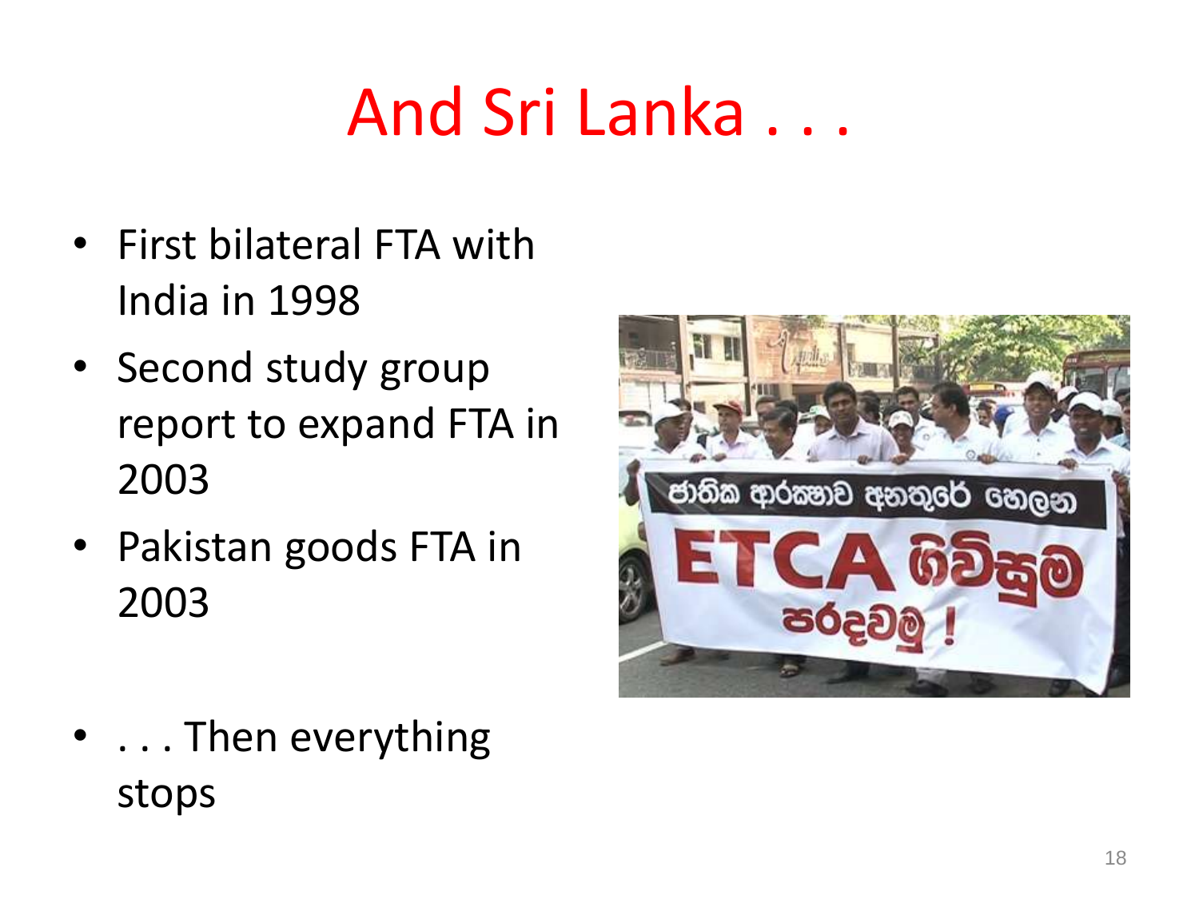# And Sri Lanka . . .

- First bilateral FTA with India in 1998
- Second study group report to expand FTA in 2003
- Pakistan goods FTA in 2003

- . . . Then everything stops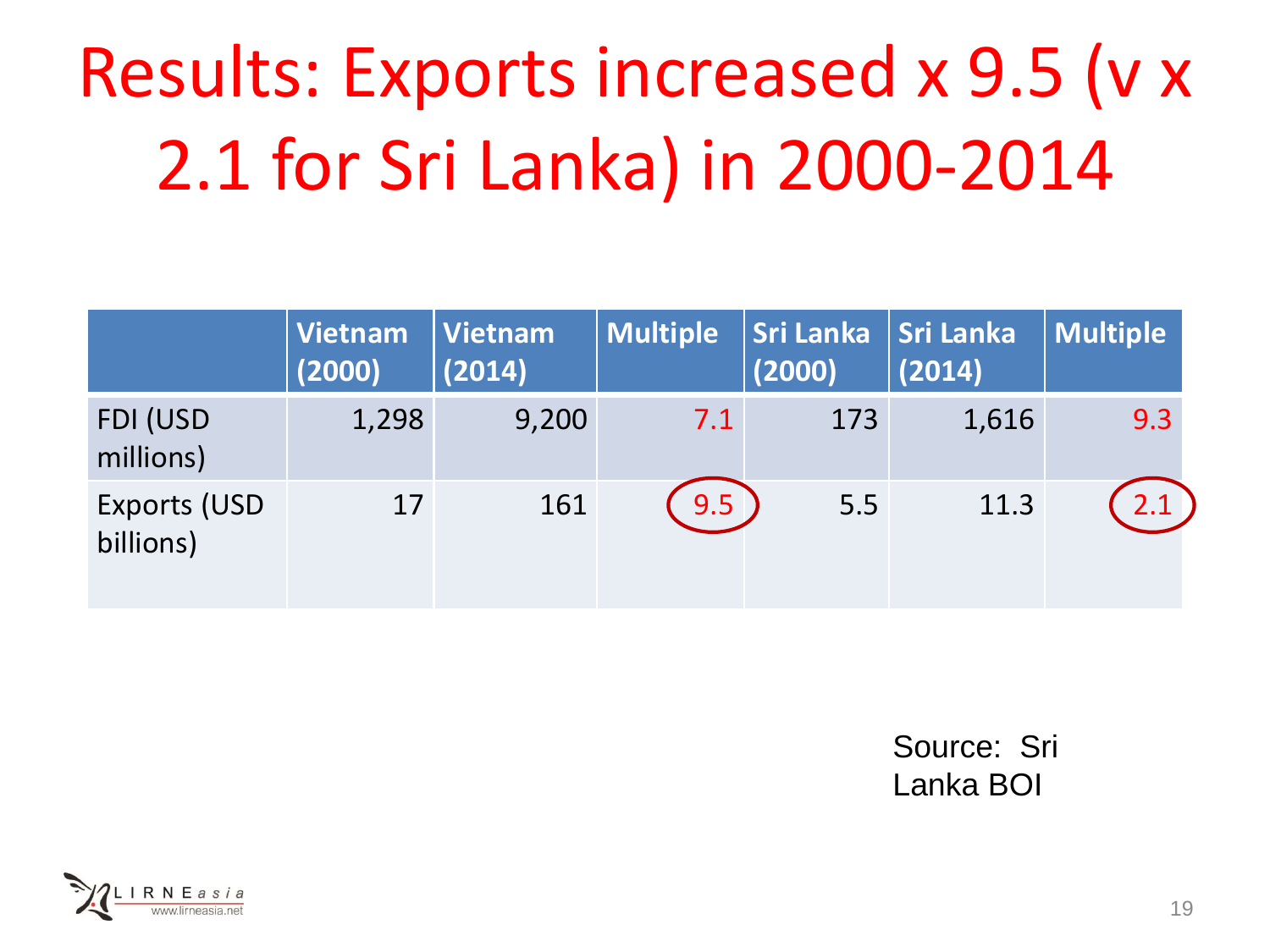# Results: Exports increased x 9.5 (v x 2.1 for Sri Lanka) in 2000-2014

| | Vietnam (2000) | Vietnam (2014) | Multiple | Sri Lanka (2000) | Sri Lanka (2014) | Multiple |
|---|---|---|---|---|---|---|
| FDI (USD millions) | 1,298 | 9,200 | 7.1 | 173 | 1,616 | 9.3 |
| Exports (USD billions) | 17 | 161 | 9.5 | 5.5 | 11.3 | 2.1 |

Source: Sri Lanka BOI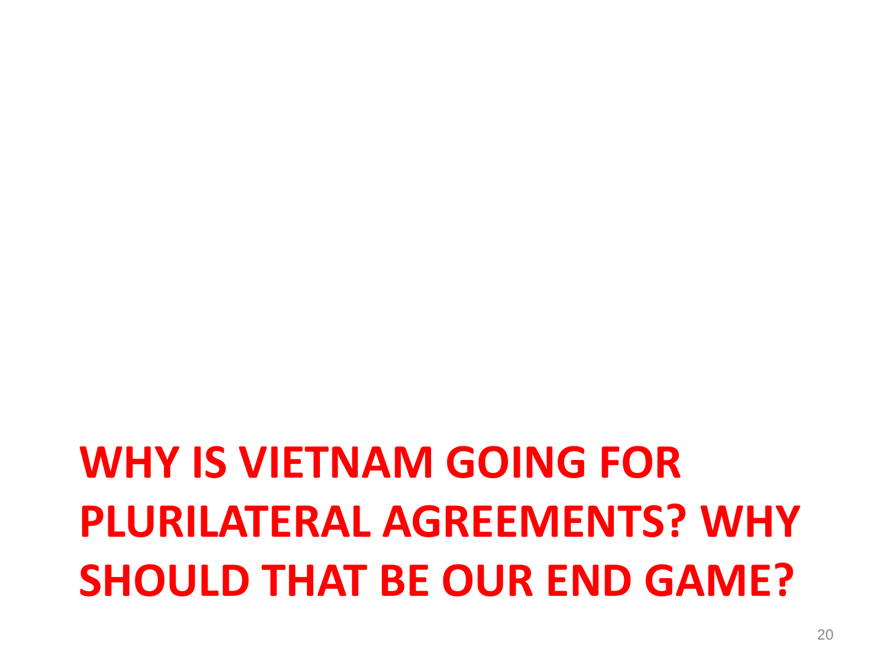# WHY IS VIETNAM GOING FOR PLURILATERAL AGREEMENTS? WHY SHOULD THAT BE OUR END GAME?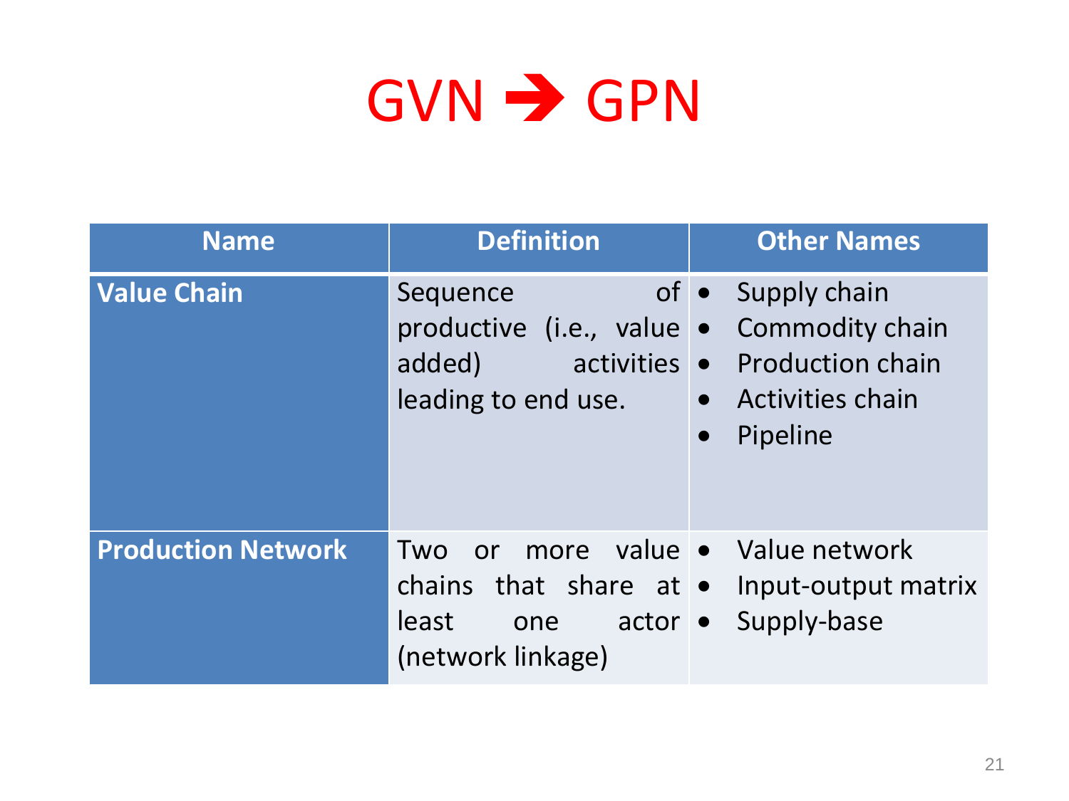# GVN → GPN

| Name | Definition | Other Names |
|---|---|---|
| **Value Chain** | Sequence of productive (i.e., value added) activities leading to end use. | • Supply chain<br>• Commodity chain<br>• Production chain<br>• Activities chain<br>• Pipeline |
| **Production Network** | Two or more value chains that share at least one actor (network linkage) | • Value network<br>• Input-output matrix<br>• Supply-base |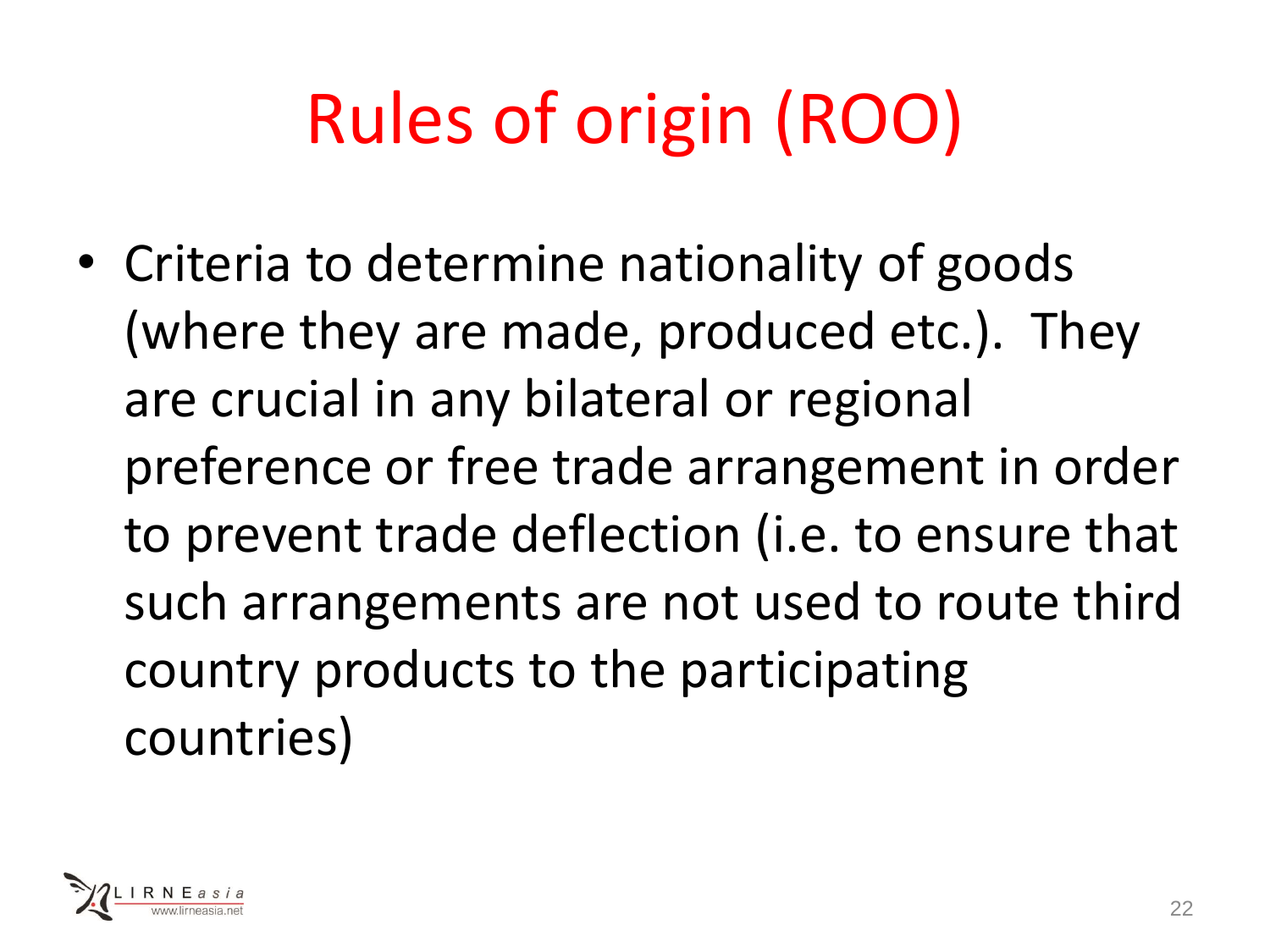# Rules of origin (ROO)

- Criteria to determine nationality of goods (where they are made, produced etc.). They are crucial in any bilateral or regional preference or free trade arrangement in order to prevent trade deflection (i.e. to ensure that such arrangements are not used to route third country products to the participating countries)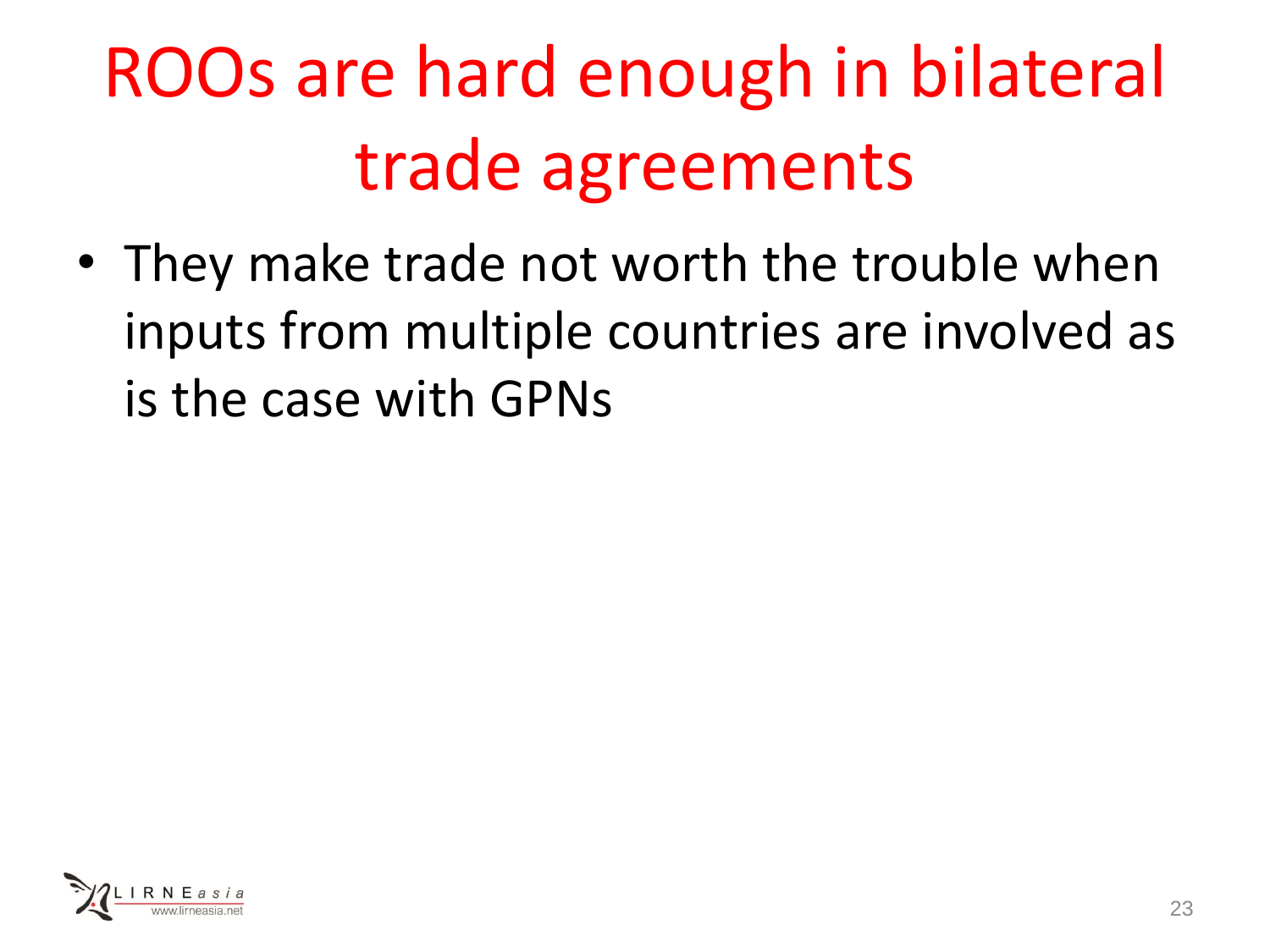# ROOs are hard enough in bilateral trade agreements

- They make trade not worth the trouble when inputs from multiple countries are involved as is the case with GPNs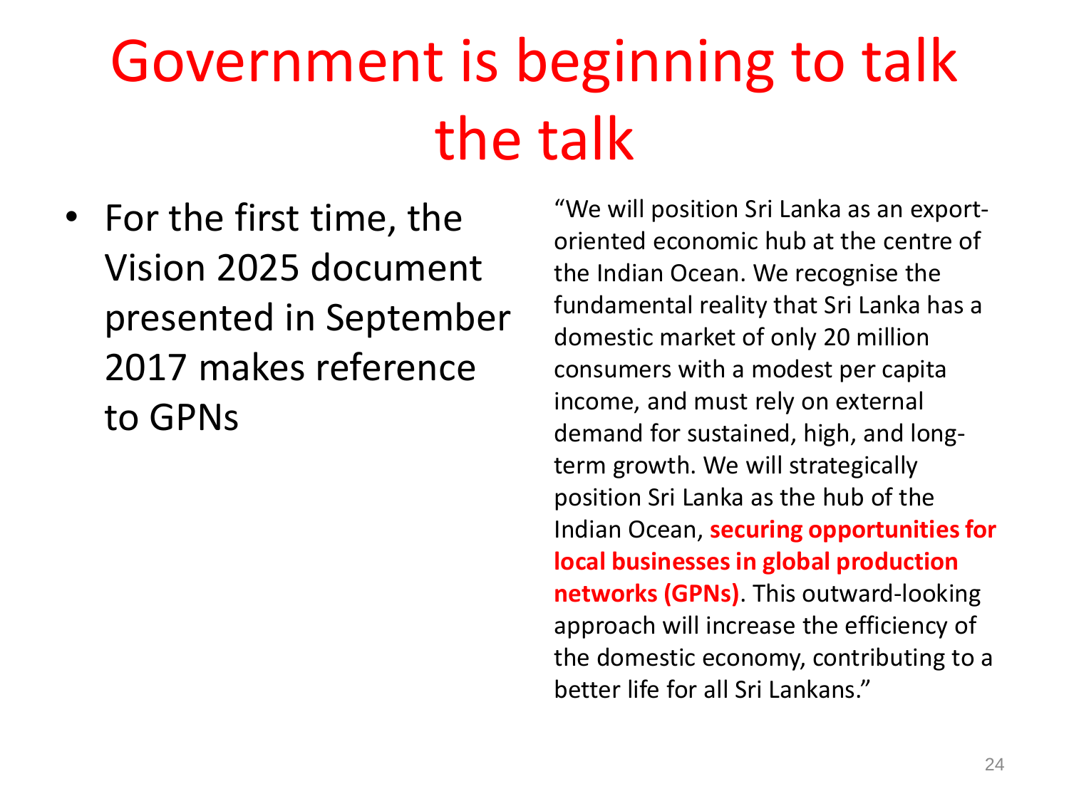# Government is beginning to talk the talk

- For the first time, the Vision 2025 document presented in September 2017 makes reference to GPNs

"We will position Sri Lanka as an export-oriented economic hub at the centre of the Indian Ocean. We recognise the fundamental reality that Sri Lanka has a domestic market of only 20 million consumers with a modest per capita income, and must rely on external demand for sustained, high, and long-term growth. We will strategically position Sri Lanka as the hub of the Indian Ocean, **securing opportunities for local businesses in global production networks (GPNs)**. This outward-looking approach will increase the efficiency of the domestic economy, contributing to a better life for all Sri Lankans."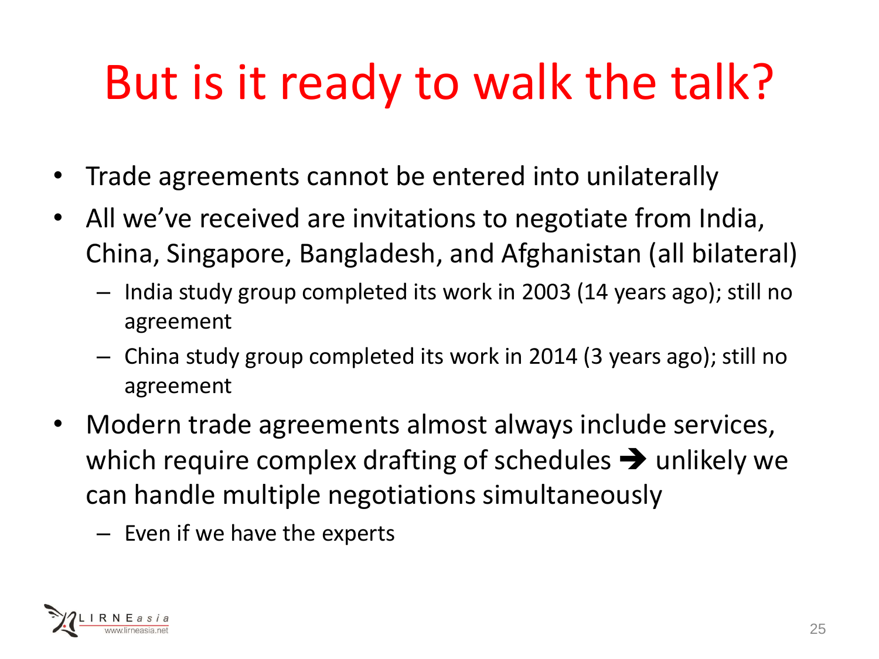# But is it ready to walk the talk?

- Trade agreements cannot be entered into unilaterally
- All we've received are invitations to negotiate from India, China, Singapore, Bangladesh, and Afghanistan (all bilateral)
  - India study group completed its work in 2003 (14 years ago); still no agreement
  - China study group completed its work in 2014 (3 years ago); still no agreement
- Modern trade agreements almost always include services, which require complex drafting of schedules ➔ unlikely we can handle multiple negotiations simultaneously
  - Even if we have the experts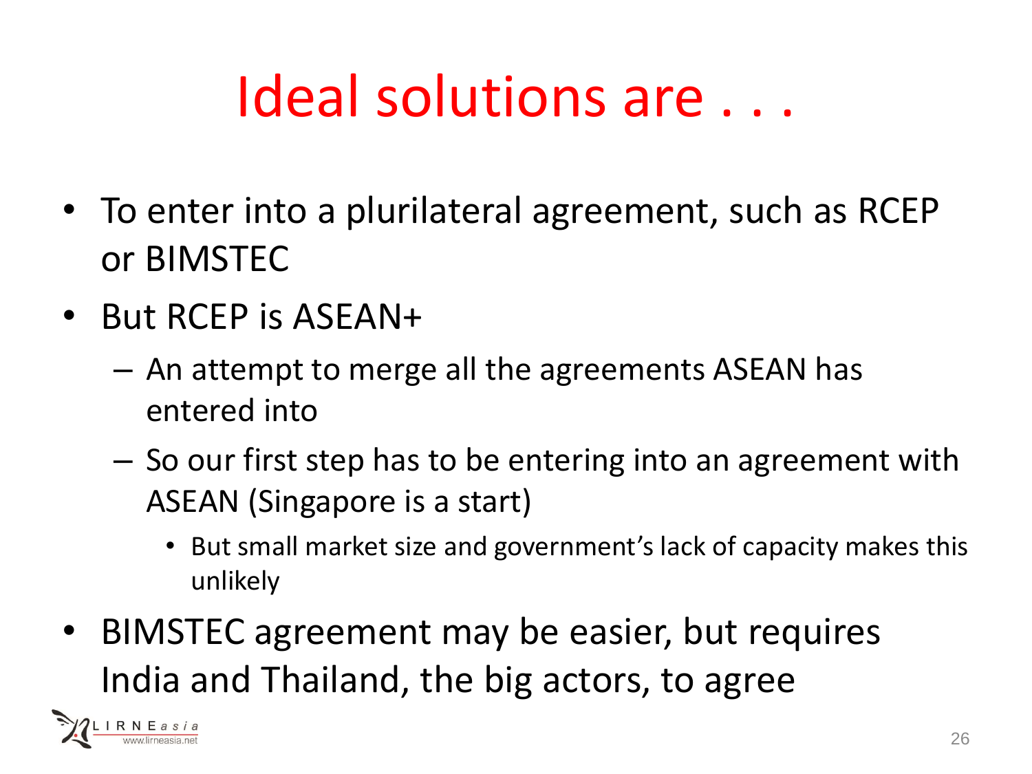# Ideal solutions are . . .

- To enter into a plurilateral agreement, such as RCEP or BIMSTEC
- But RCEP is ASEAN+
  - An attempt to merge all the agreements ASEAN has entered into
  - So our first step has to be entering into an agreement with ASEAN (Singapore is a start)
    - But small market size and government's lack of capacity makes this unlikely
- BIMSTEC agreement may be easier, but requires India and Thailand, the big actors, to agree